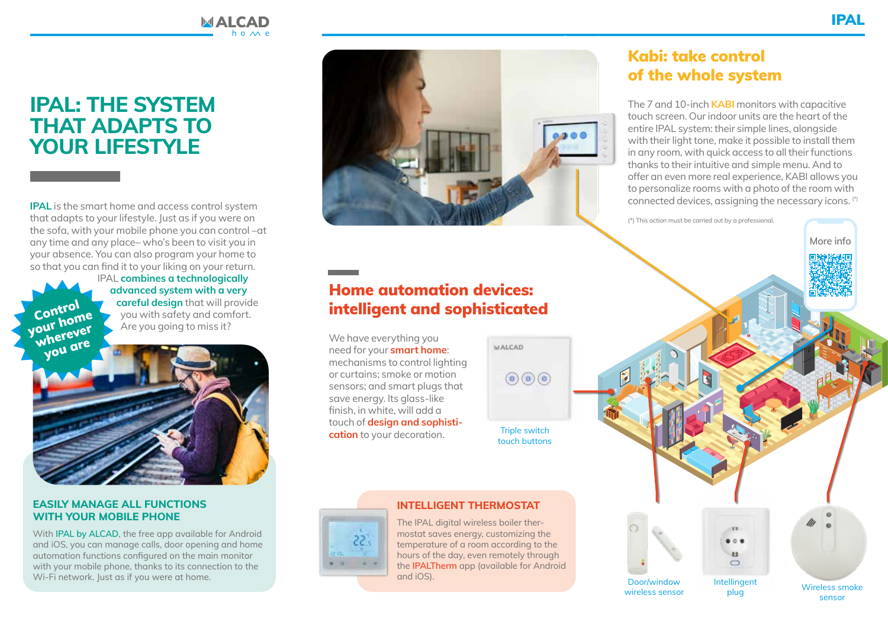# IPAL: THE SYSTEM THAT ADAPTS TO YOUR LIFESTYLE

**IPAL** is the smart home and access control system that adapts to your lifestyle. Just as if you were on the sofa, with your mobile phone you can control –at any time and any place– who's been to visit you in your absence. You can also program your home to so that you can find it to your liking on your return. IPAL **combines a technologically advanced system with a very careful design** that will provide you with safety and comfort. Are you going to miss it?

**Control your home wherever you are**

## EASILY MANAGE ALL FUNCTIONS WITH YOUR MOBILE PHONE

With **IPAL by ALCAD**, the free app available for Android and iOS, you can manage calls, door opening and home automation functions configured on the main monitor with your mobile phone, thanks to its connection to the Wi-Fi network. Just as if you were at home.

## Kabi: take control of the whole system

The 7 and 10-inch **KABI** monitors with capacitive touch screen. Our indoor units are the heart of the entire IPAL system: their simple lines, alongside with their light tone, make it possible to install them in any room, with quick access to all their functions thanks to their intuitive and simple menu. And to offer an even more real experience, KABI allows you to personalize rooms with a photo of the room with connected devices, assigning the necessary icons. (*)

(*) This action must be carried out by a professional.

More info

## Home automation devices: intelligent and sophisticated

We have everything you need for your **smart home**: mechanisms to control lighting or curtains; smoke or motion sensors; and smart plugs that save energy. Its glass-like finish, in white, will add a touch of **design and sophistication** to your decoration.

Triple switch touch buttons

## INTELLIGENT THERMOSTAT

The IPAL digital wireless boiler thermostat saves energy, customizing the temperature of a room according to the hours of the day, even remotely through the **IPALTherm** app (available for Android and iOS).

Door/window wireless sensor

Intellingent plug

Wireless smoke sensor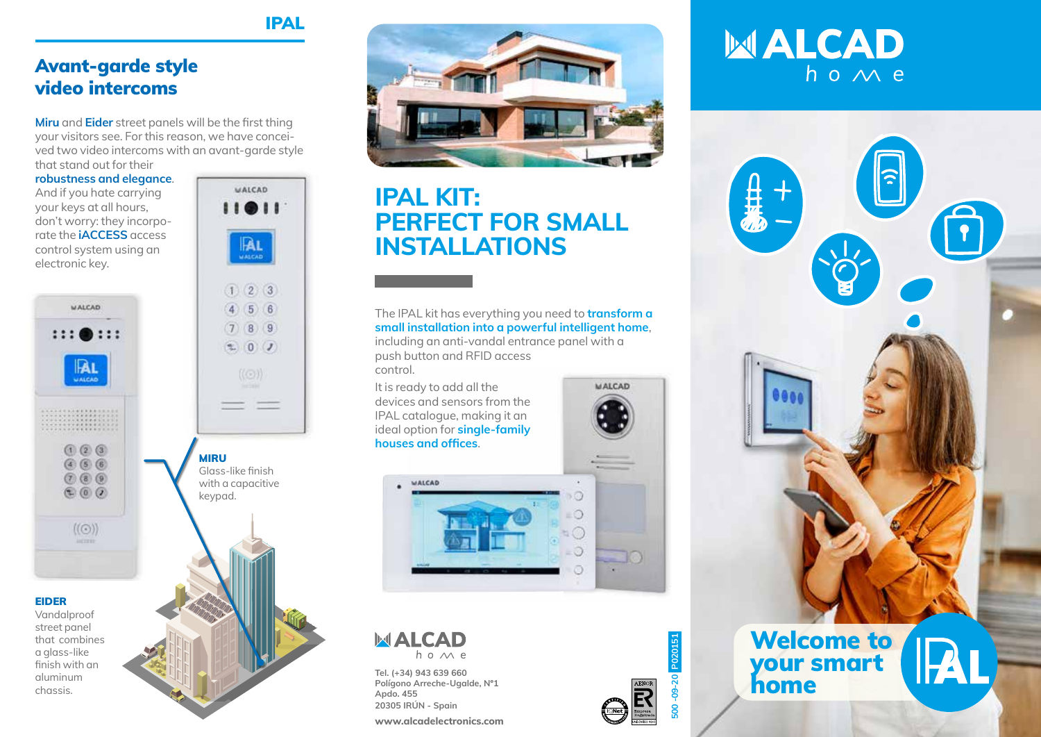# IPAL

## Avant-garde style video intercoms

**Miru** and **Eider** street panels will be the first thing your visitors see. For this reason, we have conceived two video intercoms with an avant-garde style that stand out for their **robustness and elegance**. And if you hate carrying your keys at all hours, don't worry: they incorporate the **iACCESS** access control system using an electronic key.

**MIRU**
Glass-like finish with a capacitive keypad.

**EIDER**
Vandalproof street panel that combines a glass-like finish with an aluminum chassis.

## IPAL KIT: PERFECT FOR SMALL INSTALLATIONS

The IPAL kit has everything you need to **transform a small installation into a powerful intelligent home**, including an anti-vandal entrance panel with a push button and RFID access control.

It is ready to add all the devices and sensors from the IPAL catalogue, making it an ideal option for **single-family houses and offices**.

ALCAD home

**Tel. (+34) 943 639 660**
**Polígono Arreche-Ugalde, Nº1**
**Apdo. 455**
**20305 IRÚN - Spain**

**www.alcadelectronics.com**

500 -09-20 P020151

# ALCAD home

## Welcome to your smart home

IPAL